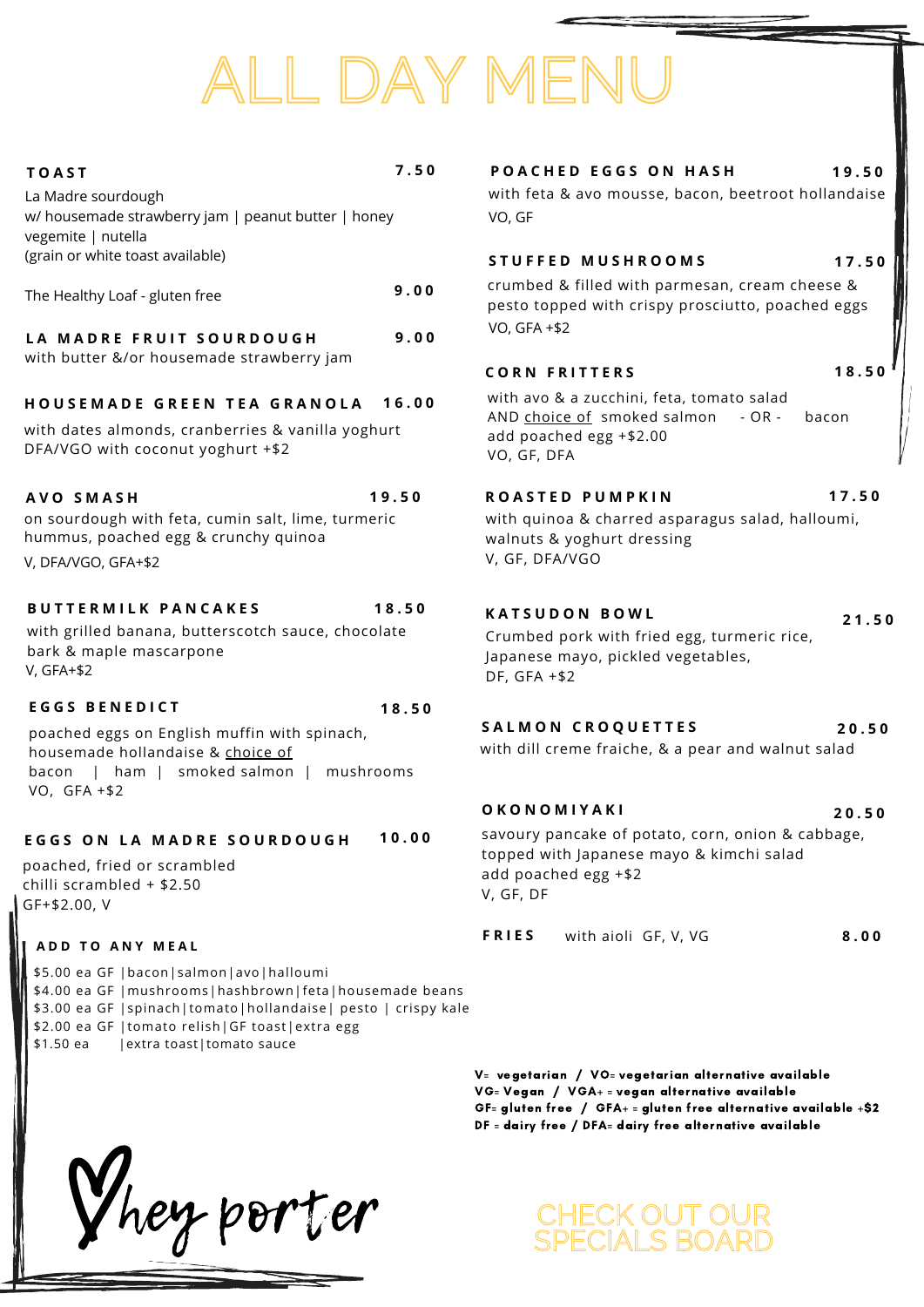# ALL DAY MENU

**TOAST** — 7.50

La Madre sourdough
w/ housemade strawberry jam | peanut butter | honey
vegemite | nutella
(grain or white toast available)

The Healthy Loaf - gluten free — 9.00

**LA MADRE FRUIT SOURDOUGH** — 9.00

with butter &/or housemade strawberry jam

**HOUSEMADE GREEN TEA GRANOLA** — 16.00

with dates almonds, cranberries & vanilla yoghurt
DFA/VGO with coconut yoghurt +$2

**AVO SMASH** — 19.50

on sourdough with feta, cumin salt, lime, turmeric hummus, poached egg & crunchy quinoa
V, DFA/VGO, GFA+$2

**BUTTERMILK PANCAKES** — 18.50

with grilled banana, butterscotch sauce, chocolate bark & maple mascarpone
V, GFA+$2

**EGGS BENEDICT** — 18.50

poached eggs on English muffin with spinach, housemade hollandaise & choice of
bacon | ham | smoked salmon | mushrooms
VO, GFA +$2

**EGGS ON LA MADRE SOURDOUGH** — 10.00

poached, fried or scrambled
chilli scrambled + $2.50
GF+$2.00, V

**ADD TO ANY MEAL**

$5.00 ea GF | bacon | salmon | avo | halloumi
$4.00 ea GF | mushrooms | hashbrown | feta | housemade beans
$3.00 ea GF | spinach | tomato | hollandaise | pesto | crispy kale
$2.00 ea GF | tomato relish | GF toast | extra egg
$1.50 ea | extra toast | tomato sauce

**POACHED EGGS ON HASH** — 19.50

with feta & avo mousse, bacon, beetroot hollandaise
VO, GF

**STUFFED MUSHROOMS** — 17.50

crumbed & filled with parmesan, cream cheese & pesto topped with crispy prosciutto, poached eggs
VO, GFA +$2

**CORN FRITTERS** — 18.50

with avo & a zucchini, feta, tomato salad
AND choice of smoked salmon - OR - bacon
add poached egg +$2.00
VO, GF, DFA

**ROASTED PUMPKIN** — 17.50

with quinoa & charred asparagus salad, halloumi, walnuts & yoghurt dressing
V, GF, DFA/VGO

**KATSUDON BOWL** — 21.50

Crumbed pork with fried egg, turmeric rice, Japanese mayo, pickled vegetables,
DF, GFA +$2

**SALMON CROQUETTES** — 20.50

with dill creme fraiche, & a pear and walnut salad

**OKONOMIYAKI** — 20.50

savoury pancake of potato, corn, onion & cabbage, topped with Japanese mayo & kimchi salad
add poached egg +$2
V, GF, DF

**FRIES** with aioli GF, V, VG — 8.00

**V= vegetarian / VO= vegetarian alternative available**
**VG= Vegan / VGA+ = vegan alternative available**
**GF= gluten free / GFA+ = gluten free alternative available +$2**
**DF = dairy free / DFA= dairy free alternative available**

hey porter

CHECK OUT OUR SPECIALS BOARD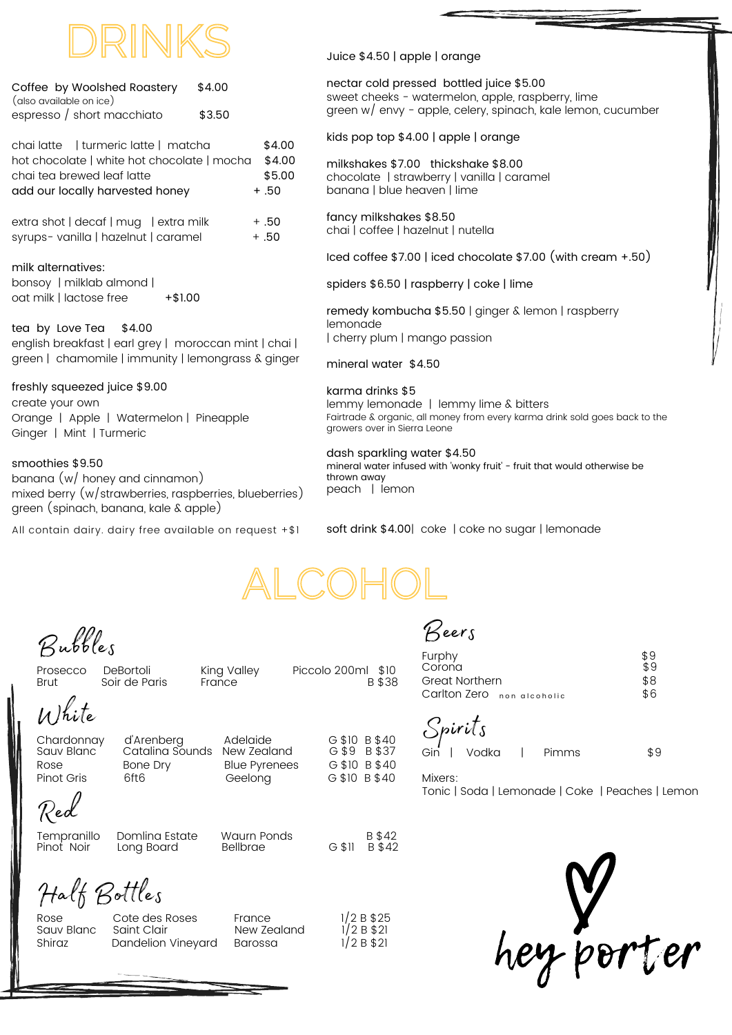# DRINKS

Coffee by Woolshed Roastery $4.00
(also available on ice)
espresso / short macchiato $3.50

chai latte | turmeric latte | matcha $4.00
hot chocolate | white hot chocolate | mocha $4.00
chai tea brewed leaf latte $5.00
add our locally harvested honey + .50

extra shot | decaf | mug | extra milk + .50
syrups- vanilla | hazelnut | caramel + .50

milk alternatives:
bonsoy | milklab almond |
oat milk | lactose free +$1.00

tea by Love Tea $4.00
english breakfast | earl grey | moroccan mint | chai |
green | chamomile | immunity | lemongrass & ginger

freshly squeezed juice $9.00
create your own
Orange | Apple | Watermelon | Pineapple
Ginger | Mint | Turmeric

smoothies $9.50
banana (w/ honey and cinnamon)
mixed berry (w/strawberries, raspberries, blueberries)
green (spinach, banana, kale & apple)

All contain dairy. dairy free available on request +$1

Juice $4.50 | apple | orange

nectar cold pressed bottled juice $5.00
sweet cheeks - watermelon, apple, raspberry, lime
green w/ envy - apple, celery, spinach, kale lemon, cucumber

kids pop top $4.00 | apple | orange

milkshakes $7.00 thickshake $8.00
chocolate | strawberry | vanilla | caramel
banana | blue heaven | lime

fancy milkshakes $8.50
chai | coffee | hazelnut | nutella

Iced coffee $7.00 | iced chocolate $7.00 (with cream +.50)

spiders $6.50 | raspberry | coke | lime

remedy kombucha $5.50 | ginger & lemon | raspberry lemonade
| cherry plum | mango passion

mineral water $4.50

karma drinks $5
lemmy lemonade | lemmy lime & bitters
Fairtrade & organic, all money from every karma drink sold goes back to the growers over in Sierra Leone

dash sparkling water $4.50
mineral water infused with 'wonky fruit' - fruit that would otherwise be thrown away
peach | lemon

soft drink $4.00| coke | coke no sugar | lemonade

# ALCOHOL

## Bubbles

| | | | |
|---|---|---|---|
| Prosecco | DeBortoli | King Valley | Piccolo 200ml $10 |
| Brut | Soir de Paris | France | B $38 |

## White

| | | | |
|---|---|---|---|
| Chardonnay | d'Arenberg | Adelaide | G $10 B $40 |
| Sauv Blanc | Catalina Sounds | New Zealand | G $9 B $37 |
| Rose | Bone Dry | Blue Pyrenees | G $10 B $40 |
| Pinot Gris | 6ft6 | Geelong | G $10 B $40 |

## Red

| | | | |
|---|---|---|---|
| Tempranillo | Domlina Estate | Waurn Ponds | B $42 |
| Pinot Noir | Long Board | Bellbrae | G $11 B $42 |

## Half Bottles

| | | | |
|---|---|---|---|
| Rose | Cote des Roses | France | 1/2 B $25 |
| Sauv Blanc | Saint Clair | New Zealand | 1/2 B $21 |
| Shiraz | Dandelion Vineyard | Barossa | 1/2 B $21 |

## Beers

| | |
|---|---|
| Furphy | $9 |
| Corona | $9 |
| Great Northern | $8 |
| Carlton Zero non alcoholic | $6 |

## Spirits

Gin | Vodka | Pimms $9

Mixers:
Tonic | Soda | Lemonade | Coke | Peaches | Lemon

hey porter